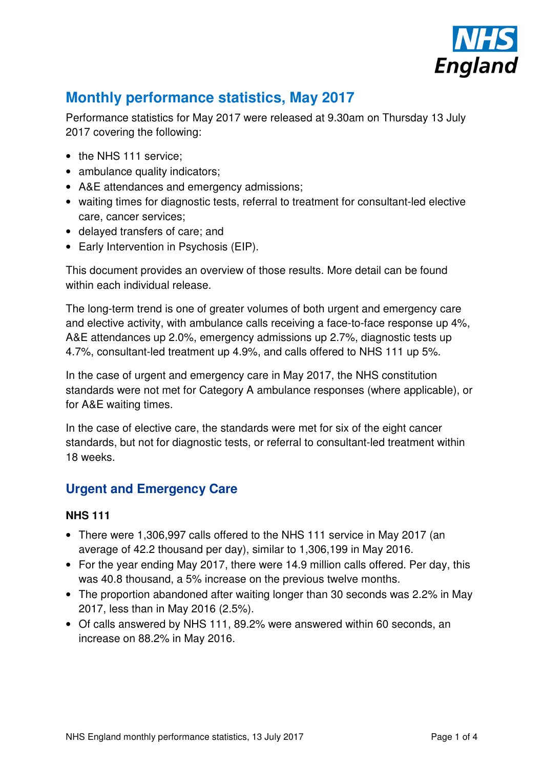# Monthly performance statistics, May 2017

Performance statistics for May 2017 were released at 9.30am on Thursday 13 July 2017 covering the following:

- the NHS 111 service;
- ambulance quality indicators;
- A&E attendances and emergency admissions;
- waiting times for diagnostic tests, referral to treatment for consultant-led elective care, cancer services;
- delayed transfers of care; and
- Early Intervention in Psychosis (EIP).

This document provides an overview of those results. More detail can be found within each individual release.

The long-term trend is one of greater volumes of both urgent and emergency care and elective activity, with ambulance calls receiving a face-to-face response up 4%, A&E attendances up 2.0%, emergency admissions up 2.7%, diagnostic tests up 4.7%, consultant-led treatment up 4.9%, and calls offered to NHS 111 up 5%.

In the case of urgent and emergency care in May 2017, the NHS constitution standards were not met for Category A ambulance responses (where applicable), or for A&E waiting times.

In the case of elective care, the standards were met for six of the eight cancer standards, but not for diagnostic tests, or referral to consultant-led treatment within 18 weeks.

## Urgent and Emergency Care

### NHS 111

- There were 1,306,997 calls offered to the NHS 111 service in May 2017 (an average of 42.2 thousand per day), similar to 1,306,199 in May 2016.
- For the year ending May 2017, there were 14.9 million calls offered. Per day, this was 40.8 thousand, a 5% increase on the previous twelve months.
- The proportion abandoned after waiting longer than 30 seconds was 2.2% in May 2017, less than in May 2016 (2.5%).
- Of calls answered by NHS 111, 89.2% were answered within 60 seconds, an increase on 88.2% in May 2016.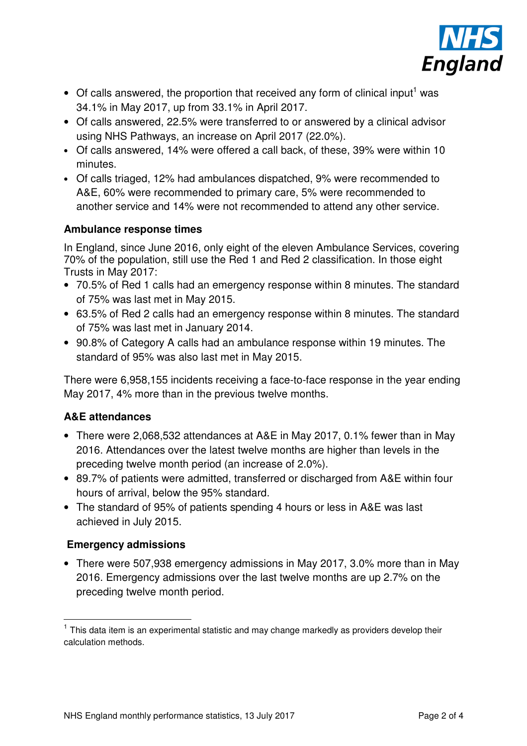- Of calls answered, the proportion that received any form of clinical input[1] was 34.1% in May 2017, up from 33.1% in April 2017.
- Of calls answered, 22.5% were transferred to or answered by a clinical advisor using NHS Pathways, an increase on April 2017 (22.0%).
- Of calls answered, 14% were offered a call back, of these, 39% were within 10 minutes.
- Of calls triaged, 12% had ambulances dispatched, 9% were recommended to A&E, 60% were recommended to primary care, 5% were recommended to another service and 14% were not recommended to attend any other service.

### Ambulance response times

In England, since June 2016, only eight of the eleven Ambulance Services, covering 70% of the population, still use the Red 1 and Red 2 classification. In those eight Trusts in May 2017:

- 70.5% of Red 1 calls had an emergency response within 8 minutes. The standard of 75% was last met in May 2015.
- 63.5% of Red 2 calls had an emergency response within 8 minutes. The standard of 75% was last met in January 2014.
- 90.8% of Category A calls had an ambulance response within 19 minutes. The standard of 95% was also last met in May 2015.

There were 6,958,155 incidents receiving a face-to-face response in the year ending May 2017, 4% more than in the previous twelve months.

### A&E attendances

- There were 2,068,532 attendances at A&E in May 2017, 0.1% fewer than in May 2016. Attendances over the latest twelve months are higher than levels in the preceding twelve month period (an increase of 2.0%).
- 89.7% of patients were admitted, transferred or discharged from A&E within four hours of arrival, below the 95% standard.
- The standard of 95% of patients spending 4 hours or less in A&E was last achieved in July 2015.

### Emergency admissions

- There were 507,938 emergency admissions in May 2017, 3.0% more than in May 2016. Emergency admissions over the last twelve months are up 2.7% on the preceding twelve month period.

---

[1] This data item is an experimental statistic and may change markedly as providers develop their calculation methods.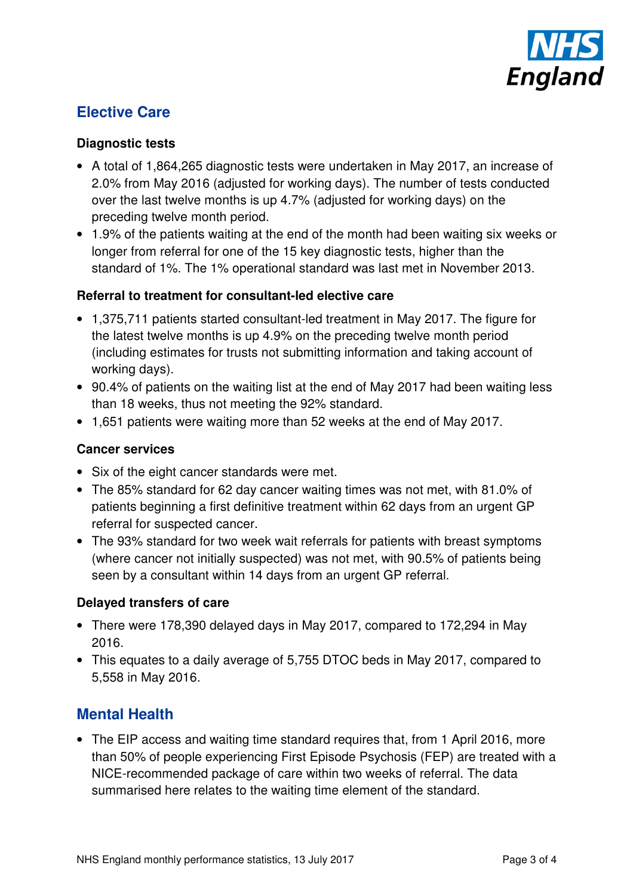## Elective Care

### Diagnostic tests

- A total of 1,864,265 diagnostic tests were undertaken in May 2017, an increase of 2.0% from May 2016 (adjusted for working days). The number of tests conducted over the last twelve months is up 4.7% (adjusted for working days) on the preceding twelve month period.
- 1.9% of the patients waiting at the end of the month had been waiting six weeks or longer from referral for one of the 15 key diagnostic tests, higher than the standard of 1%. The 1% operational standard was last met in November 2013.

### Referral to treatment for consultant-led elective care

- 1,375,711 patients started consultant-led treatment in May 2017. The figure for the latest twelve months is up 4.9% on the preceding twelve month period (including estimates for trusts not submitting information and taking account of working days).
- 90.4% of patients on the waiting list at the end of May 2017 had been waiting less than 18 weeks, thus not meeting the 92% standard.
- 1,651 patients were waiting more than 52 weeks at the end of May 2017.

### Cancer services

- Six of the eight cancer standards were met.
- The 85% standard for 62 day cancer waiting times was not met, with 81.0% of patients beginning a first definitive treatment within 62 days from an urgent GP referral for suspected cancer.
- The 93% standard for two week wait referrals for patients with breast symptoms (where cancer not initially suspected) was not met, with 90.5% of patients being seen by a consultant within 14 days from an urgent GP referral.

### Delayed transfers of care

- There were 178,390 delayed days in May 2017, compared to 172,294 in May 2016.
- This equates to a daily average of 5,755 DTOC beds in May 2017, compared to 5,558 in May 2016.

## Mental Health

- The EIP access and waiting time standard requires that, from 1 April 2016, more than 50% of people experiencing First Episode Psychosis (FEP) are treated with a NICE-recommended package of care within two weeks of referral. The data summarised here relates to the waiting time element of the standard.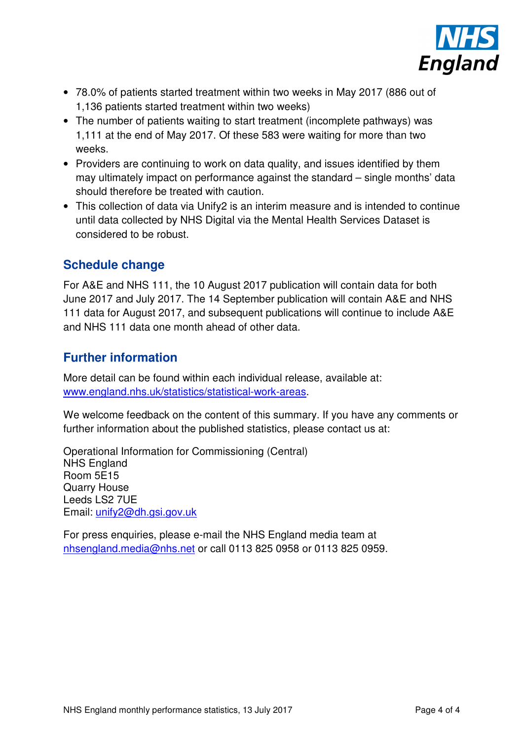- 78.0% of patients started treatment within two weeks in May 2017 (886 out of 1,136 patients started treatment within two weeks)
- The number of patients waiting to start treatment (incomplete pathways) was 1,111 at the end of May 2017. Of these 583 were waiting for more than two weeks.
- Providers are continuing to work on data quality, and issues identified by them may ultimately impact on performance against the standard – single months' data should therefore be treated with caution.
- This collection of data via Unify2 is an interim measure and is intended to continue until data collected by NHS Digital via the Mental Health Services Dataset is considered to be robust.

## Schedule change

For A&E and NHS 111, the 10 August 2017 publication will contain data for both June 2017 and July 2017. The 14 September publication will contain A&E and NHS 111 data for August 2017, and subsequent publications will continue to include A&E and NHS 111 data one month ahead of other data.

## Further information

More detail can be found within each individual release, available at: [www.england.nhs.uk/statistics/statistical-work-areas](www.england.nhs.uk/statistics/statistical-work-areas).

We welcome feedback on the content of this summary. If you have any comments or further information about the published statistics, please contact us at:

Operational Information for Commissioning (Central)
NHS England
Room 5E15
Quarry House
Leeds LS2 7UE
Email: unify2@dh.gsi.gov.uk

For press enquiries, please e-mail the NHS England media team at nhsengland.media@nhs.net or call 0113 825 0958 or 0113 825 0959.